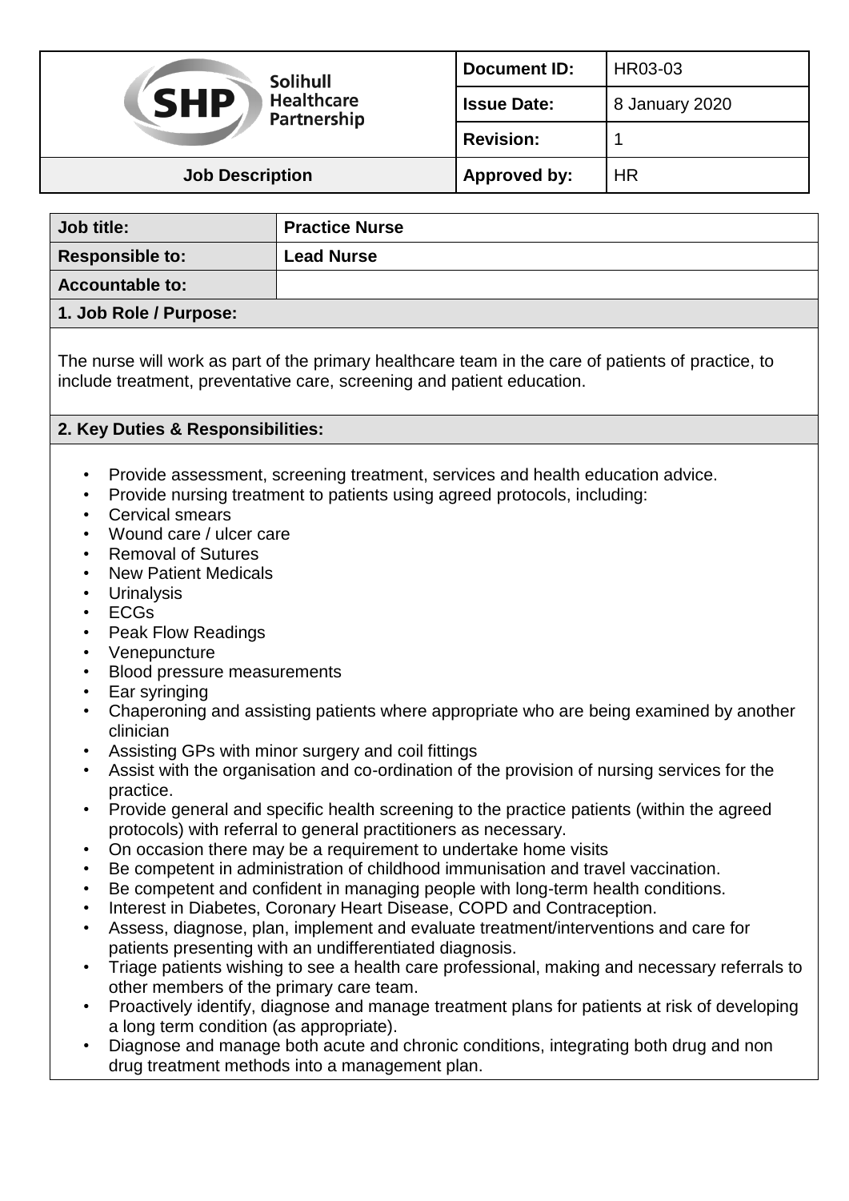| Solihull Healthcare Partnership (SHP) | Document ID: | HR03-03 |
| --- | --- | --- |
| | Issue Date: | 8 January 2020 |
| | Revision: | 1 |
| Job Description | Approved by: | HR |

| Job title: | Practice Nurse |
| --- | --- |
| Responsible to: | Lead Nurse |
| Accountable to: | |

## 1. Job Role / Purpose:

The nurse will work as part of the primary healthcare team in the care of patients of practice, to include treatment, preventative care, screening and patient education.

## 2. Key Duties & Responsibilities:

- Provide assessment, screening treatment, services and health education advice.
- Provide nursing treatment to patients using agreed protocols, including:
- Cervical smears
- Wound care / ulcer care
- Removal of Sutures
- New Patient Medicals
- Urinalysis
- ECGs
- Peak Flow Readings
- Venepuncture
- Blood pressure measurements
- Ear syringing
- Chaperoning and assisting patients where appropriate who are being examined by another clinician
- Assisting GPs with minor surgery and coil fittings
- Assist with the organisation and co-ordination of the provision of nursing services for the practice.
- Provide general and specific health screening to the practice patients (within the agreed protocols) with referral to general practitioners as necessary.
- On occasion there may be a requirement to undertake home visits
- Be competent in administration of childhood immunisation and travel vaccination.
- Be competent and confident in managing people with long-term health conditions.
- Interest in Diabetes, Coronary Heart Disease, COPD and Contraception.
- Assess, diagnose, plan, implement and evaluate treatment/interventions and care for patients presenting with an undifferentiated diagnosis.
- Triage patients wishing to see a health care professional, making necessary referrals to other members of the primary care team.
- Proactively identify, diagnose and manage treatment plans for patients at risk of developing a long term condition (as appropriate).
- Diagnose and manage both acute and chronic conditions, integrating both drug and non drug treatment methods into a management plan.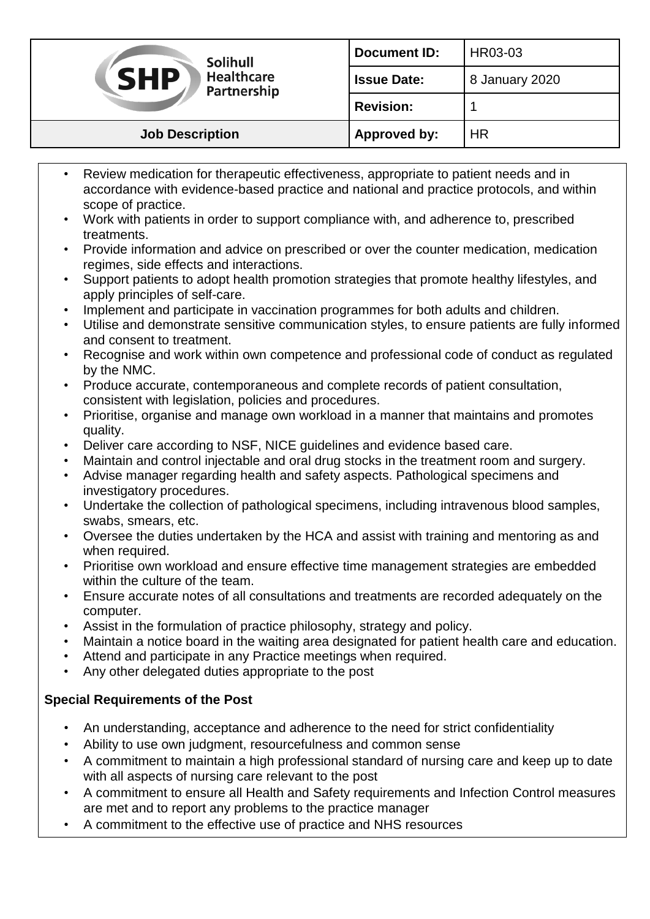- Review medication for therapeutic effectiveness, appropriate to patient needs and in accordance with evidence-based practice and national and practice protocols, and within scope of practice.
- Work with patients in order to support compliance with, and adherence to, prescribed treatments.
- Provide information and advice on prescribed or over the counter medication, medication regimes, side effects and interactions.
- Support patients to adopt health promotion strategies that promote healthy lifestyles, and apply principles of self-care.
- Implement and participate in vaccination programmes for both adults and children.
- Utilise and demonstrate sensitive communication styles, to ensure patients are fully informed and consent to treatment.
- Recognise and work within own competence and professional code of conduct as regulated by the NMC.
- Produce accurate, contemporaneous and complete records of patient consultation, consistent with legislation, policies and procedures.
- Prioritise, organise and manage own workload in a manner that maintains and promotes quality.
- Deliver care according to NSF, NICE guidelines and evidence based care.
- Maintain and control injectable and oral drug stocks in the treatment room and surgery.
- Advise manager regarding health and safety aspects. Pathological specimens and investigatory procedures.
- Undertake the collection of pathological specimens, including intravenous blood samples, swabs, smears, etc.
- Oversee the duties undertaken by the HCA and assist with training and mentoring as and when required.
- Prioritise own workload and ensure effective time management strategies are embedded within the culture of the team.
- Ensure accurate notes of all consultations and treatments are recorded adequately on the computer.
- Assist in the formulation of practice philosophy, strategy and policy.
- Maintain a notice board in the waiting area designated for patient health care and education.
- Attend and participate in any Practice meetings when required.
- Any other delegated duties appropriate to the post

**Special Requirements of the Post**

- An understanding, acceptance and adherence to the need for strict confidentiality
- Ability to use own judgment, resourcefulness and common sense
- A commitment to maintain a high professional standard of nursing care and keep up to date with all aspects of nursing care relevant to the post
- A commitment to ensure all Health and Safety requirements and Infection Control measures are met and to report any problems to the practice manager
- A commitment to the effective use of practice and NHS resources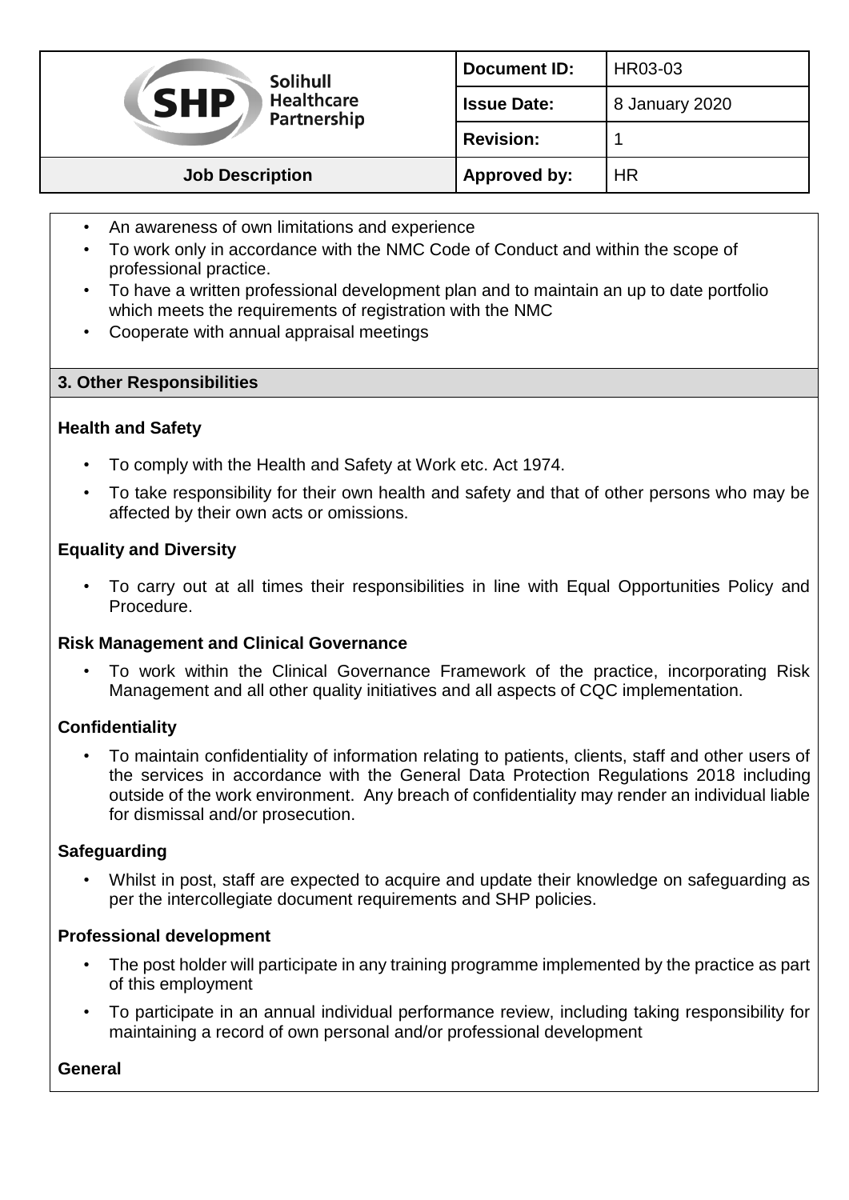- An awareness of own limitations and experience
- To work only in accordance with the NMC Code of Conduct and within the scope of professional practice.
- To have a written professional development plan and to maintain an up to date portfolio which meets the requirements of registration with the NMC
- Cooperate with annual appraisal meetings

## 3. Other Responsibilities

### Health and Safety

- To comply with the Health and Safety at Work etc. Act 1974.
- To take responsibility for their own health and safety and that of other persons who may be affected by their own acts or omissions.

### Equality and Diversity

- To carry out at all times their responsibilities in line with Equal Opportunities Policy and Procedure.

### Risk Management and Clinical Governance

- To work within the Clinical Governance Framework of the practice, incorporating Risk Management and all other quality initiatives and all aspects of CQC implementation.

### Confidentiality

- To maintain confidentiality of information relating to patients, clients, staff and other users of the services in accordance with the General Data Protection Regulations 2018 including outside of the work environment. Any breach of confidentiality may render an individual liable for dismissal and/or prosecution.

### Safeguarding

- Whilst in post, staff are expected to acquire and update their knowledge on safeguarding as per the intercollegiate document requirements and SHP policies.

### Professional development

- The post holder will participate in any training programme implemented by the practice as part of this employment
- To participate in an annual individual performance review, including taking responsibility for maintaining a record of own personal and/or professional development

### General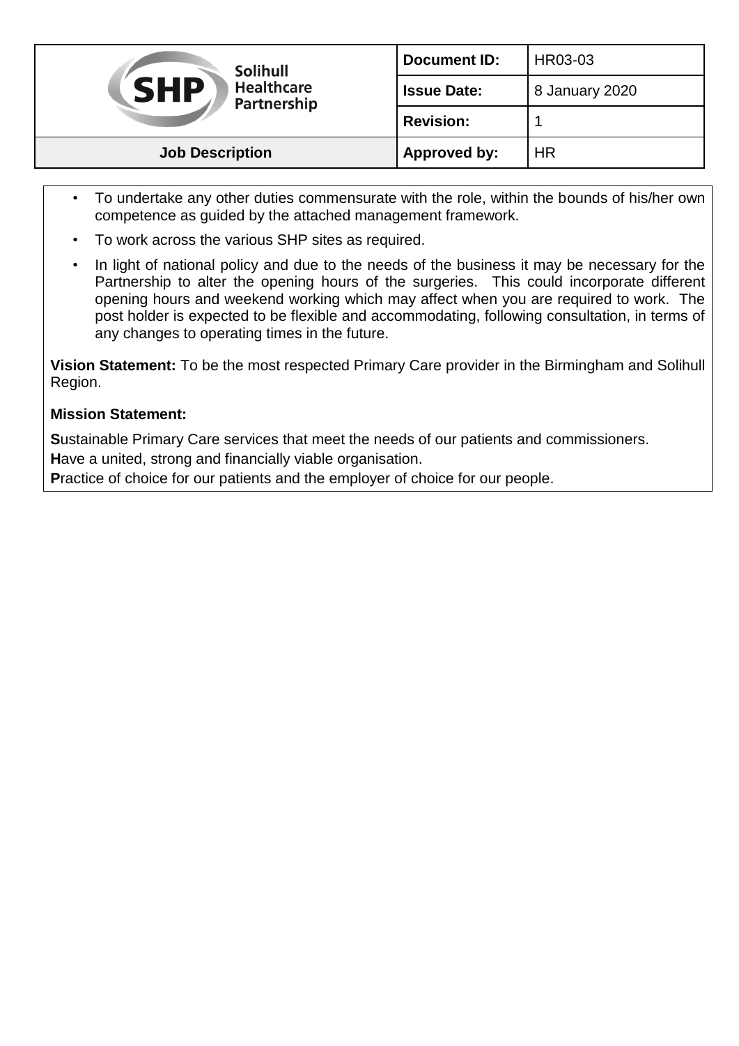- To undertake any other duties commensurate with the role, within the bounds of his/her own competence as guided by the attached management framework.
- To work across the various SHP sites as required.
- In light of national policy and due to the needs of the business it may be necessary for the Partnership to alter the opening hours of the surgeries. This could incorporate different opening hours and weekend working which may affect when you are required to work. The post holder is expected to be flexible and accommodating, following consultation, in terms of any changes to operating times in the future.

**Vision Statement:** To be the most respected Primary Care provider in the Birmingham and Solihull Region.

**Mission Statement:**

**S**ustainable Primary Care services that meet the needs of our patients and commissioners.
**H**ave a united, strong and financially viable organisation.
**P**ractice of choice for our patients and the employer of choice for our people.